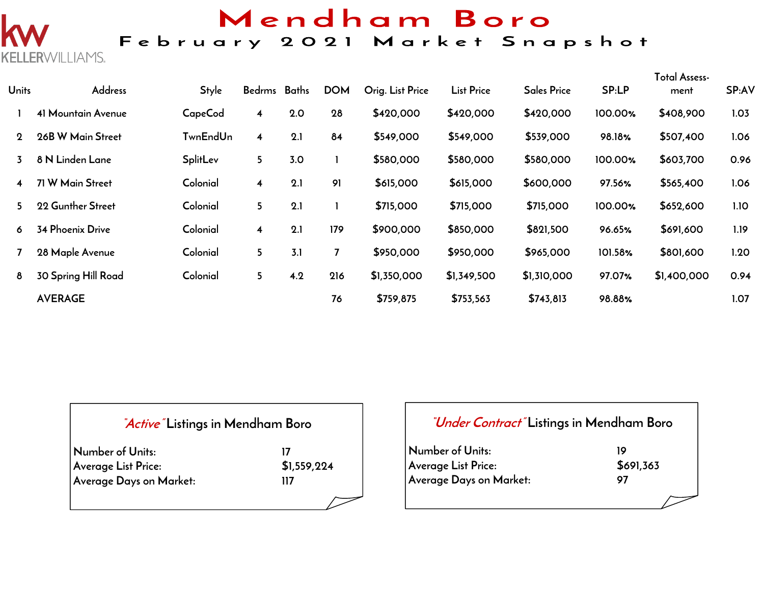KELLERWILLIAMS.

# Mendham Boro

## February 2021 Market Snapshot

| Units | Address | Style | Bedrms | Baths | DOM | Orig. List Price | List Price | Sales Price | SP:LP | Total Assess-ment | SP:AV |
|---|---|---|---|---|---|---|---|---|---|---|---|
| 1 | 41 Mountain Avenue | CapeCod | 4 | 2.0 | 28 | $420,000 | $420,000 | $420,000 | 100.00% | $408,900 | 1.03 |
| 2 | 26B W Main Street | TwnEndUn | 4 | 2.1 | 84 | $549,000 | $549,000 | $539,000 | 98.18% | $507,400 | 1.06 |
| 3 | 8 N Linden Lane | SplitLev | 5 | 3.0 | 1 | $580,000 | $580,000 | $580,000 | 100.00% | $603,700 | 0.96 |
| 4 | 71 W Main Street | Colonial | 4 | 2.1 | 91 | $615,000 | $615,000 | $600,000 | 97.56% | $565,400 | 1.06 |
| 5 | 22 Gunther Street | Colonial | 5 | 2.1 | 1 | $715,000 | $715,000 | $715,000 | 100.00% | $652,600 | 1.10 |
| 6 | 34 Phoenix Drive | Colonial | 4 | 2.1 | 179 | $900,000 | $850,000 | $821,500 | 96.65% | $691,600 | 1.19 |
| 7 | 28 Maple Avenue | Colonial | 5 | 3.1 | 7 | $950,000 | $950,000 | $965,000 | 101.58% | $801,600 | 1.20 |
| 8 | 30 Spring Hill Road | Colonial | 5 | 4.2 | 216 | $1,350,000 | $1,349,500 | $1,310,000 | 97.07% | $1,400,000 | 0.94 |
| | AVERAGE | | | | 76 | $759,875 | $753,563 | $743,813 | 98.88% | | 1.07 |

### *"Active"* Listings in Mendham Boro

| | |
|---|---|
| Number of Units: | 17 |
| Average List Price: | $1,559,224 |
| Average Days on Market: | 117 |

### *"Under Contract"* Listings in Mendham Boro

| | |
|---|---|
| Number of Units: | 19 |
| Average List Price: | $691,363 |
| Average Days on Market: | 97 |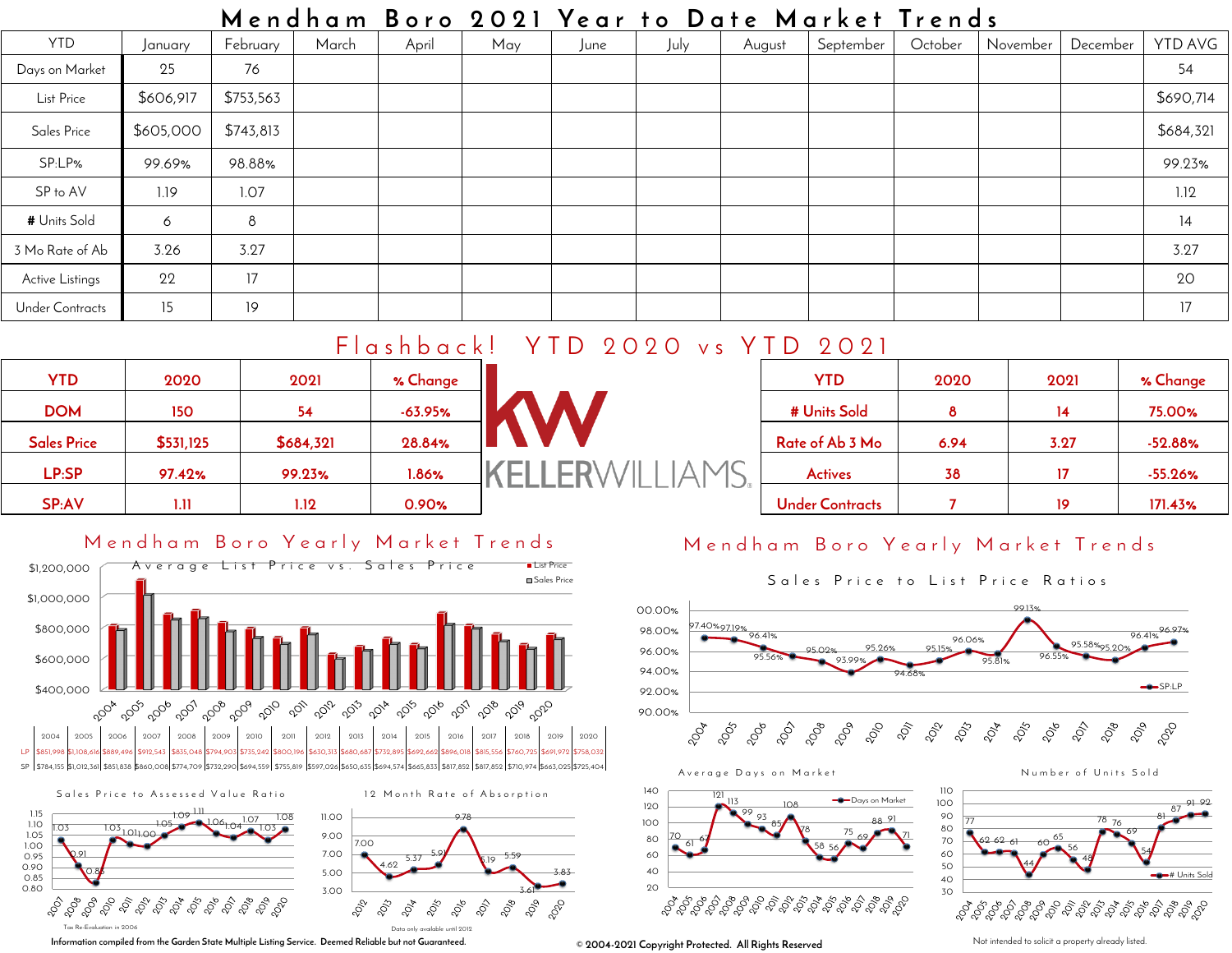# Mendham Boro 2021 Year to Date Market Trends

| YTD | January | February | March | April | May | June | July | August | September | October | November | December | YTD AVG |
|---|---|---|---|---|---|---|---|---|---|---|---|---|---|
| Days on Market | 25 | 76 | | | | | | | | | | | 54 |
| List Price | $606,917 | $753,563 | | | | | | | | | | | $690,714 |
| Sales Price | $605,000 | $743,813 | | | | | | | | | | | $684,321 |
| SP:LP% | 99.69% | 98.88% | | | | | | | | | | | 99.23% |
| SP to AV | 1.19 | 1.07 | | | | | | | | | | | 1.12 |
| # Units Sold | 6 | 8 | | | | | | | | | | | 14 |
| 3 Mo Rate of Ab | 3.26 | 3.27 | | | | | | | | | | | 3.27 |
| Active Listings | 22 | 17 | | | | | | | | | | | 20 |
| Under Contracts | 15 | 19 | | | | | | | | | | | 17 |

## Flashback! YTD 2020 vs YTD 2021

| YTD | 2020 | 2021 | % Change |
|---|---|---|---|
| DOM | 150 | 54 | -63.95% |
| Sales Price | $531,125 | $684,321 | 28.84% |
| LP:SP | 97.42% | 99.23% | 1.86% |
| SP:AV | 1.11 | 1.12 | 0.90% |

KELLERWILLIAMS

| YTD | 2020 | 2021 | % Change |
|---|---|---|---|
| # Units Sold | 8 | 14 | 75.00% |
| Rate of Ab 3 Mo | 6.94 | 3.27 | -52.88% |
| Actives | 38 | 17 | -55.26% |
| Under Contracts | 7 | 19 | 171.43% |

## Mendham Boro Yearly Market Trends

Average List Price vs. Sales Price

List Price
Sales Price

| | 2004 | 2005 | 2006 | 2007 | 2008 | 2009 | 2010 | 2011 | 2012 | 2013 | 2014 | 2015 | 2016 | 2017 | 2018 | 2019 | 2020 |
|---|---|---|---|---|---|---|---|---|---|---|---|---|---|---|---|---|---|
| LP | $851,998 | $1,108,616 | $889,496 | $912,543 | $835,048 | $794,903 | $735,242 | $800,196 | $630,313 | $680,687 | $732,895 | $692,662 | $896,018 | $815,556 | $760,725 | $691,972 | $758,032 |
| SP | $784,155 | $1,012,361 | $851,838 | $860,008 | $774,709 | $732,290 | $694,559 | $755,819 | $597,026 | $650,635 | $694,574 | $665,833 | $817,852 | $817,852 | $710,974 | $663,025 | $725,404 |

## Mendham Boro Yearly Market Trends

Sales Price to List Price Ratios

SP:LP

97.40% 97.19% 96.41% 95.56% 95.02% 93.99% 95.26% 94.68% 95.15% 96.06% 99.13% 95.81% 96.55% 95.58% 95.20% 96.41% 96.97%

Sales Price to Assessed Value Ratio

1.03 0.91 0.83 1.03 1.01 1.00 1.05 1.09 1.11 1.06 1.04 1.07 1.03 1.08

Tax Re-Evaluation in 2006

12 Month Rate of Absorption

7.00 4.62 5.37 5.91 9.78 5.19 5.59 3.61 3.83

Data only available until 2012

Average Days on Market

Days on Market

70 61 67 121 113 99 93 85 108 78 58 56 75 69 88 91 71

Number of Units Sold

Units Sold

77 62 62 61 44 60 65 56 48 78 76 69 54 81 87 91 92

Information compiled from the Garden State Multiple Listing Service. Deemed Reliable but not Guaranteed.

© 2004-2021 Copyright Protected. All Rights Reserved

Not intended to solicit a property already listed.